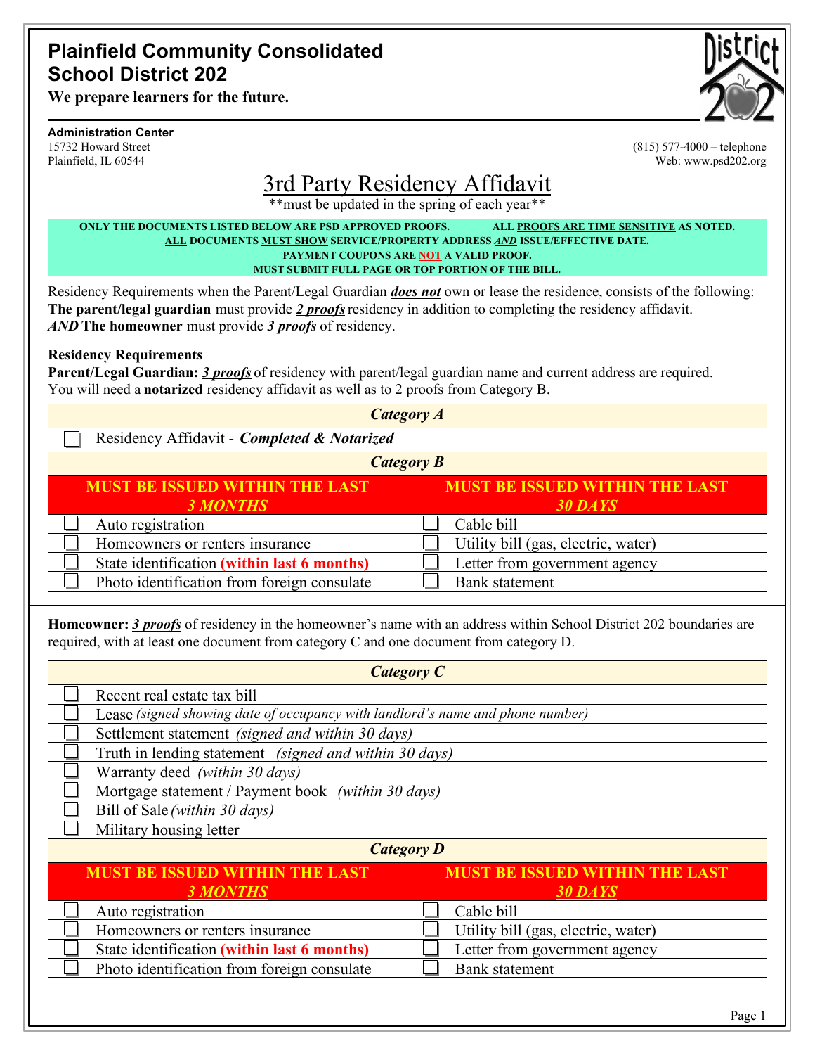# Plainfield Community Consolidated School District 202

**We prepare learners for the future.**

**Administration Center**
15732 Howard Street
Plainfield, IL 60544

(815) 577-4000 – telephone
Web: www.psd202.org

## 3rd Party Residency Affidavit

**must be updated in the spring of each year**

**ONLY THE DOCUMENTS LISTED BELOW ARE PSD APPROVED PROOFS. ALL PROOFS ARE TIME SENSITIVE AS NOTED.**
**ALL DOCUMENTS MUST SHOW SERVICE/PROPERTY ADDRESS *AND* ISSUE/EFFECTIVE DATE.**
**PAYMENT COUPONS ARE NOT A VALID PROOF.**
**MUST SUBMIT FULL PAGE OR TOP PORTION OF THE BILL.**

Residency Requirements when the Parent/Legal Guardian ***does not*** own or lease the residence, consists of the following:
**The parent/legal guardian** must provide ***2 proofs*** residency in addition to completing the residency affidavit.
***AND*** **The homeowner** must provide ***3 proofs*** of residency.

**Residency Requirements**

**Parent/Legal Guardian:** ***3 proofs*** of residency with parent/legal guardian name and current address are required. You will need a **notarized** residency affidavit as well as to 2 proofs from Category B.

| *Category A* | |
|---|---|
| ☐ Residency Affidavit - ***Completed & Notarized*** | |
| ***Category B*** | |
| **MUST BE ISSUED WITHIN THE LAST *3 MONTHS*** | **MUST BE ISSUED WITHIN THE LAST *30 DAYS*** |
| ☐ Auto registration | ☐ Cable bill |
| ☐ Homeowners or renters insurance | ☐ Utility bill (gas, electric, water) |
| ☐ State identification **(within last 6 months)** | ☐ Letter from government agency |
| ☐ Photo identification from foreign consulate | ☐ Bank statement |

**Homeowner:** ***3 proofs*** of residency in the homeowner's name with an address within School District 202 boundaries are required, with at least one document from category C and one document from category D.

| *Category C* | |
|---|---|
| ☐ Recent real estate tax bill | |
| ☐ Lease *(signed showing date of occupancy with landlord's name and phone number)* | |
| ☐ Settlement statement *(signed and within 30 days)* | |
| ☐ Truth in lending statement *(signed and within 30 days)* | |
| ☐ Warranty deed *(within 30 days)* | |
| ☐ Mortgage statement / Payment book *(within 30 days)* | |
| ☐ Bill of Sale *(within 30 days)* | |
| ☐ Military housing letter | |
| ***Category D*** | |
| **MUST BE ISSUED WITHIN THE LAST *3 MONTHS*** | **MUST BE ISSUED WITHIN THE LAST *30 DAYS*** |
| ☐ Auto registration | ☐ Cable bill |
| ☐ Homeowners or renters insurance | ☐ Utility bill (gas, electric, water) |
| ☐ State identification **(within last 6 months)** | ☐ Letter from government agency |
| ☐ Photo identification from foreign consulate | ☐ Bank statement |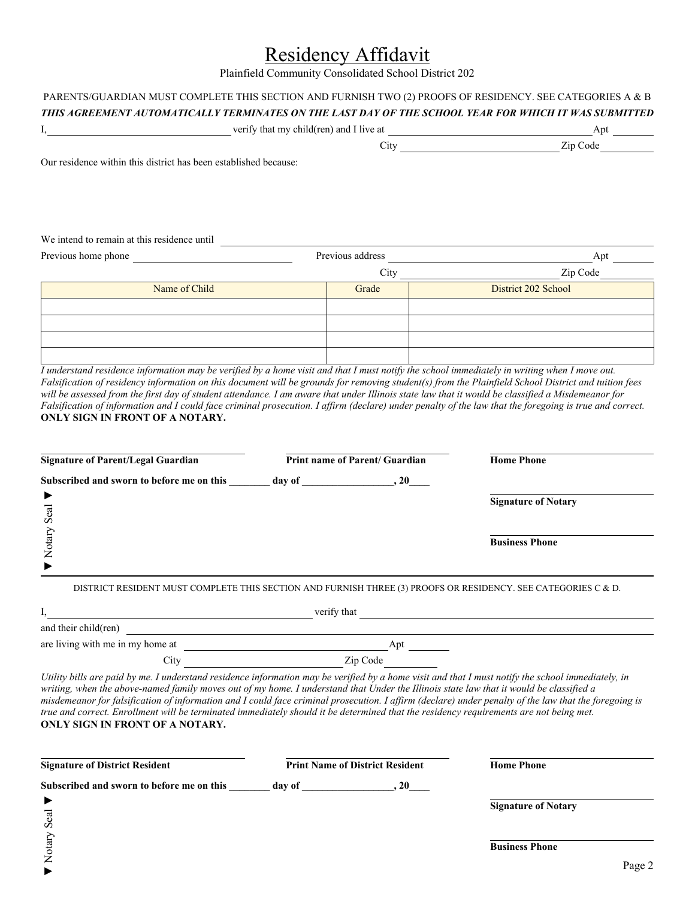# Residency Affidavit

Plainfield Community Consolidated School District 202

PARENTS/GUARDIAN MUST COMPLETE THIS SECTION AND FURNISH TWO (2) PROOFS OF RESIDENCY. SEE CATEGORIES A & B

***THIS AGREEMENT AUTOMATICALLY TERMINATES ON THE LAST DAY OF THE SCHOOL YEAR FOR WHICH IT WAS SUBMITTED***

I, ______________________________ verify that my child(ren) and I live at ______________________________ Apt ________

City ______________________________ Zip Code __________

Our residence within this district has been established because:

We intend to remain at this residence until ______________________________

Previous home phone ______________________________ Previous address ______________________________ Apt ________

City ______________________________ Zip Code __________

| Name of Child | Grade | District 202 School |
|---|---|---|
| | | |
| | | |
| | | |
| | | |

*I understand residence information may be verified by a home visit and that I must notify the school immediately in writing when I move out. Falsification of residency information on this document will be grounds for removing student(s) from the Plainfield School District and tuition fees will be assessed from the first day of student attendance. I am aware that under Illinois state law that it would be classified a Misdemeanor for Falsification of information and I could face criminal prosecution. I affirm (declare) under penalty of the law that the foregoing is true and correct.*
**ONLY SIGN IN FRONT OF A NOTARY.**

______________________________ ______________________________ ______________________________

**Signature of Parent/Legal Guardian** **Print name of Parent/ Guardian** **Home Phone**

**Subscribed and sworn to before me on this ________ day of __________________, 20____**

► Notary Seal ►

______________________________

**Signature of Notary**

______________________________

**Business Phone**

DISTRICT RESIDENT MUST COMPLETE THIS SECTION AND FURNISH THREE (3) PROOFS OR RESIDENCY. SEE CATEGORIES C & D.

I, ______________________________ verify that ______________________________

and their child(ren) ______________________________

are living with me in my home at ______________________________ Apt ________

City ______________________________ Zip Code __________

*Utility bills are paid by me. I understand residence information may be verified by a home visit and that I must notify the school immediately, in writing, when the above-named family moves out of my home. I understand that Under the Illinois state law that it would be classified a misdemeanor for falsification of information and I could face criminal prosecution. I affirm (declare) under penalty of the law that the foregoing is true and correct. Enrollment will be terminated immediately should it be determined that the residency requirements are not being met.*
**ONLY SIGN IN FRONT OF A NOTARY.**

______________________________ ______________________________ ______________________________

**Signature of District Resident** **Print Name of District Resident** **Home Phone**

**Subscribed and sworn to before me on this ________ day of __________________, 20____**

► Notary Seal ►

______________________________

**Signature of Notary**

______________________________

**Business Phone**